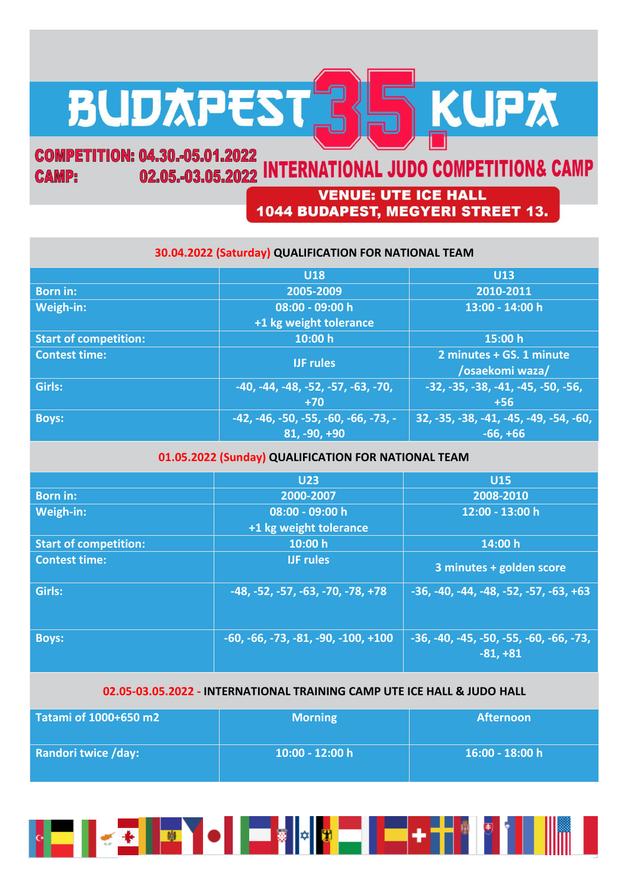# BUDAPEST 35. KUPA

**COMPETITION: 04.30.-05.01.2022**
**CAMP: 02.05.-03.05.2022**

## INTERNATIONAL JUDO COMPETITION& CAMP

**VENUE: UTE ICE HALL**
**1044 BUDAPEST, MEGYERI STREET 13.**

### 30.04.2022 (Saturday) QUALIFICATION FOR NATIONAL TEAM

| | U18 | U13 |
|---|---|---|
| Born in: | 2005-2009 | 2010-2011 |
| Weigh-in: | 08:00 - 09:00 h +1 kg weight tolerance | 13:00 - 14:00 h |
| Start of competition: | 10:00 h | 15:00 h |
| Contest time: | IJF rules | 2 minutes + GS. 1 minute /osaekomi waza/ |
| Girls: | -40, -44, -48, -52, -57, -63, -70, +70 | -32, -35, -38, -41, -45, -50, -56, +56 |
| Boys: | -42, -46, -50, -55, -60, -66, -73, -81, -90, +90 | 32, -35, -38, -41, -45, -49, -54, -60, -66, +66 |

### 01.05.2022 (Sunday) QUALIFICATION FOR NATIONAL TEAM

| | U23 | U15 |
|---|---|---|
| Born in: | 2000-2007 | 2008-2010 |
| Weigh-in: | 08:00 - 09:00 h +1 kg weight tolerance | 12:00 - 13:00 h |
| Start of competition: | 10:00 h | 14:00 h |
| Contest time: | IJF rules | 3 minutes + golden score |
| Girls: | -48, -52, -57, -63, -70, -78, +78 | -36, -40, -44, -48, -52, -57, -63, +63 |
| Boys: | -60, -66, -73, -81, -90, -100, +100 | -36, -40, -45, -50, -55, -60, -66, -73, -81, +81 |

### 02.05-03.05.2022 - INTERNATIONAL TRAINING CAMP UTE ICE HALL & JUDO HALL

| Tatami of 1000+650 m2 | Morning | Afternoon |
|---|---|---|
| Randori twice /day: | 10:00 - 12:00 h | 16:00 - 18:00 h |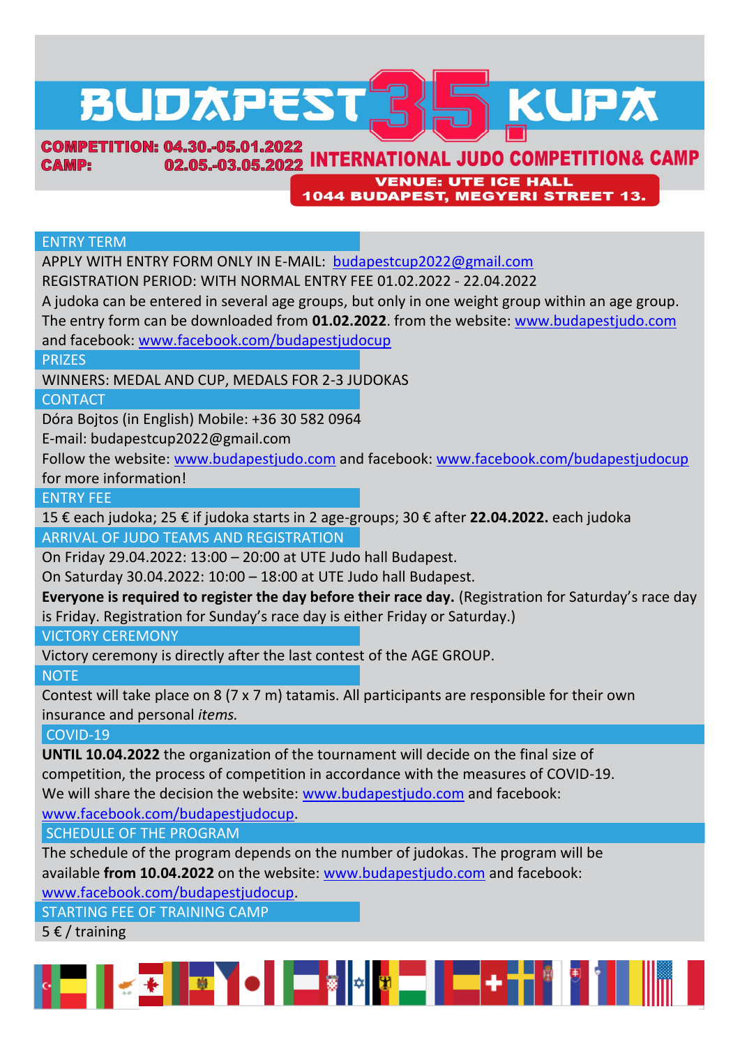# BUDAPEST 35 KUPA

**COMPETITION: 04.30.-05.01.2022**
**CAMP: 02.05.-03.05.2022**

## INTERNATIONAL JUDO COMPETITION& CAMP

**VENUE: UTE ICE HALL**
**1044 BUDAPEST, MEGYERI STREET 13.**

### ENTRY TERM

APPLY WITH ENTRY FORM ONLY IN E-MAIL: budapestcup2022@gmail.com
REGISTRATION PERIOD: WITH NORMAL ENTRY FEE 01.02.2022 - 22.04.2022
A judoka can be entered in several age groups, but only in one weight group within an age group.
The entry form can be downloaded from **01.02.2022**. from the website: www.budapestjudo.com
and facebook: www.facebook.com/budapestjudocup

### PRIZES

WINNERS: MEDAL AND CUP, MEDALS FOR 2-3 JUDOKAS

### CONTACT

Dóra Bojtos (in English) Mobile: +36 30 582 0964
E-mail: budapestcup2022@gmail.com
Follow the website: www.budapestjudo.com and facebook: www.facebook.com/budapestjudocup
for more information!

### ENTRY FEE

15 € each judoka; 25 € if judoka starts in 2 age-groups; 30 € after **22.04.2022.** each judoka

### ARRIVAL OF JUDO TEAMS AND REGISTRATION

On Friday 29.04.2022: 13:00 – 20:00 at UTE Judo hall Budapest.
On Saturday 30.04.2022: 10:00 – 18:00 at UTE Judo hall Budapest.
**Everyone is required to register the day before their race day.** (Registration for Saturday's race day is Friday. Registration for Sunday's race day is either Friday or Saturday.)

### VICTORY CEREMONY

Victory ceremony is directly after the last contest of the AGE GROUP.

### NOTE

Contest will take place on 8 (7 x 7 m) tatamis. All participants are responsible for their own insurance and personal *items.*

### COVID-19

**UNTIL 10.04.2022** the organization of the tournament will decide on the final size of competition, the process of competition in accordance with the measures of COVID-19.
We will share the decision the website: www.budapestjudo.com and facebook:
www.facebook.com/budapestjudocup.

### SCHEDULE OF THE PROGRAM

The schedule of the program depends on the number of judokas. The program will be available **from 10.04.2022** on the website: www.budapestjudo.com and facebook:
www.facebook.com/budapestjudocup.

### STARTING FEE OF TRAINING CAMP

5 € / training